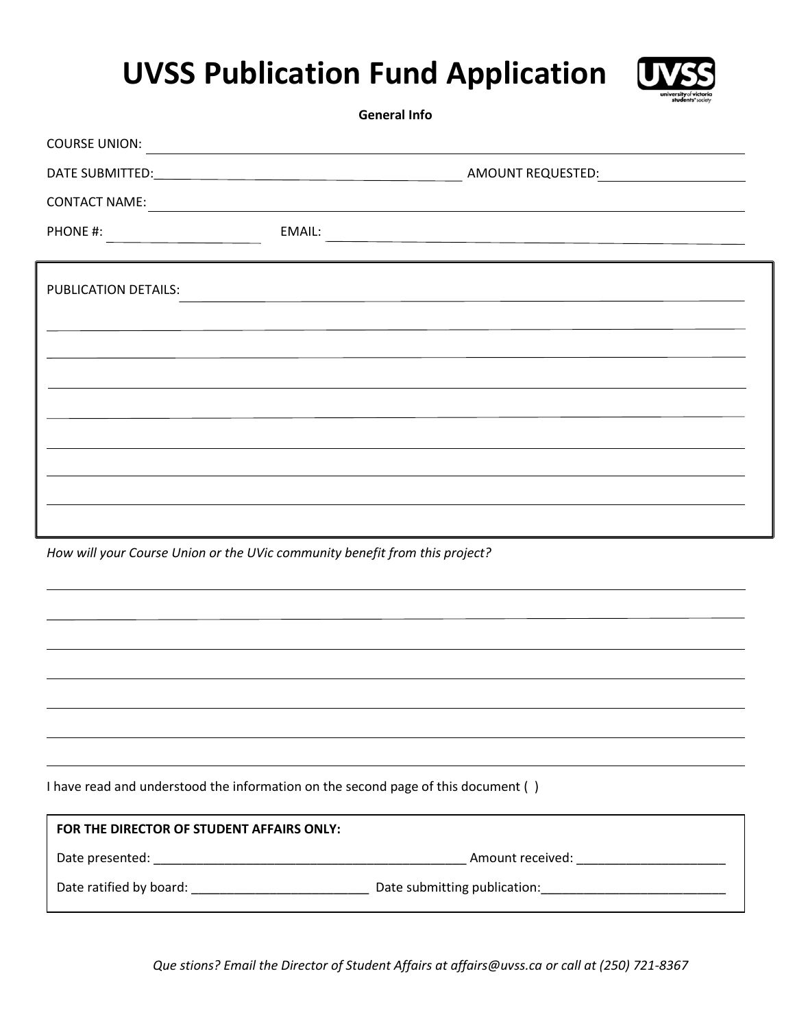# UVSS Publication Fund Application

**General Info**

COURSE UNION: ______________________________________________

DATE SUBMITTED: ______________________ AMOUNT REQUESTED: ______________

CONTACT NAME: ______________________________________________

PHONE #: ______________ EMAIL: ______________________________

PUBLICATION DETAILS: ______________________________________________

______________________________________________

______________________________________________

______________________________________________

______________________________________________

______________________________________________

______________________________________________

______________________________________________

*How will your Course Union or the UVic community benefit from this project?*

______________________________________________

______________________________________________

______________________________________________

______________________________________________

______________________________________________

______________________________________________

______________________________________________

I have read and understood the information on the second page of this document ( )

**FOR THE DIRECTOR OF STUDENT AFFAIRS ONLY:**

Date presented: ___________________________________________ Amount received: _____________________

Date ratified by board: _________________________ Date submitting publication:__________________________

*Que stions? Email the Director of Student Affairs at affairs@uvss.ca or call at (250) 721-8367*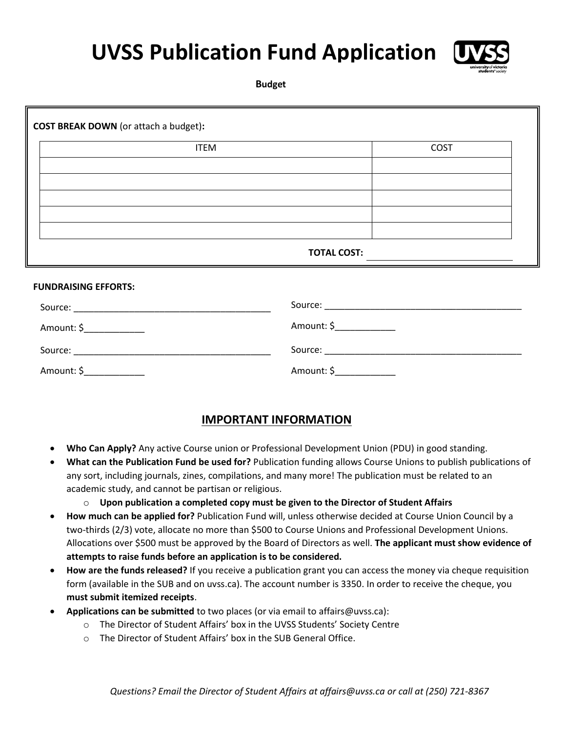# UVSS Publication Fund Application

**Budget**

**COST BREAK DOWN** (or attach a budget)**:**

| ITEM | COST |
|---|---|
| | |
| | |
| | |
| | |
| | |

**TOTAL COST:** ____________________

**FUNDRAISING EFFORTS:**

Source: ________________________________________

Amount: $____________

Source: ________________________________________

Amount: $____________

Source: ________________________________________

Amount: $____________

Source: ________________________________________

Amount: $____________

## IMPORTANT INFORMATION

- **Who Can Apply?** Any active Course union or Professional Development Union (PDU) in good standing.
- **What can the Publication Fund be used for?** Publication funding allows Course Unions to publish publications of any sort, including journals, zines, compilations, and many more! The publication must be related to an academic study, and cannot be partisan or religious.
  - **Upon publication a completed copy must be given to the Director of Student Affairs**
- **How much can be applied for?** Publication Fund will, unless otherwise decided at Course Union Council by a two-thirds (2/3) vote, allocate no more than $500 to Course Unions and Professional Development Unions. Allocations over $500 must be approved by the Board of Directors as well. **The applicant must show evidence of attempts to raise funds before an application is to be considered.**
- **How are the funds released?** If you receive a publication grant you can access the money via cheque requisition form (available in the SUB and on uvss.ca). The account number is 3350. In order to receive the cheque, you **must submit itemized receipts**.
- **Applications can be submitted** to two places (or via email to affairs@uvss.ca):
  - The Director of Student Affairs' box in the UVSS Students' Society Centre
  - The Director of Student Affairs' box in the SUB General Office.

*Questions? Email the Director of Student Affairs at affairs@uvss.ca or call at (250) 721-8367*